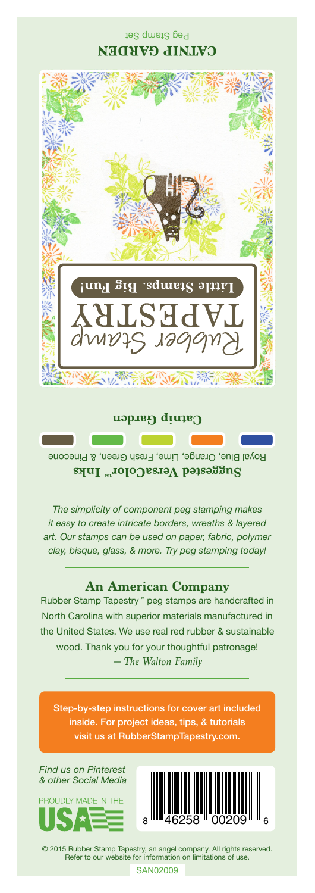## CATNIP GARDEN

Peg Stamp Set

Rubber Stamp TAPESTRY

**Little Stamps. Big Fun!**

**Catnip Garden**

**Suggested VersaColor™ Inks**

Royal Blue, Orange, Lime, Fresh Green, & Pinecone

*The simplicity of component peg stamping makes it easy to create intricate borders, wreaths & layered art. Our stamps can be used on paper, fabric, polymer clay, bisque, glass, & more. Try peg stamping today!*

### An American Company

Rubber Stamp Tapestry™ peg stamps are handcrafted in North Carolina with superior materials manufactured in the United States. We use real red rubber & sustainable wood. Thank you for your thoughtful patronage!

*— The Walton Family*

Step-by-step instructions for cover art included inside. For project ideas, tips, & tutorials visit us at RubberStampTapestry.com.

*Find us on Pinterest & other Social Media*

PROUDLY MADE IN THE USA

8 46258 00209 6

© 2015 Rubber Stamp Tapestry, an angel company. All rights reserved. Refer to our website for information on limitations of use.

SAN02009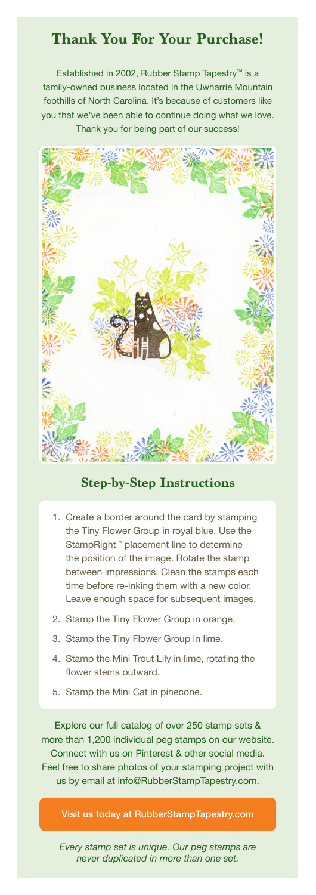## Thank You For Your Purchase!

Established in 2002, Rubber Stamp Tapestry™ is a family-owned business located in the Uwharrie Mountain foothills of North Carolina. It's because of customers like you that we've been able to continue doing what we love. Thank you for being part of our success!

## Step-by-Step Instructions

1. Create a border around the card by stamping the Tiny Flower Group in royal blue. Use the StampRight™ placement line to determine the position of the image. Rotate the stamp between impressions. Clean the stamps each time before re-inking them with a new color. Leave enough space for subsequent images.
2. Stamp the Tiny Flower Group in orange.
3. Stamp the Tiny Flower Group in lime.
4. Stamp the Mini Trout Lily in lime, rotating the flower stems outward.
5. Stamp the Mini Cat in pinecone.

Explore our full catalog of over 250 stamp sets & more than 1,200 individual peg stamps on our website. Connect with us on Pinterest & other social media. Feel free to share photos of your stamping project with us by email at info@RubberStampTapestry.com.

**Visit us today at RubberStampTapestry.com**

*Every stamp set is unique. Our peg stamps are never duplicated in more than one set.*